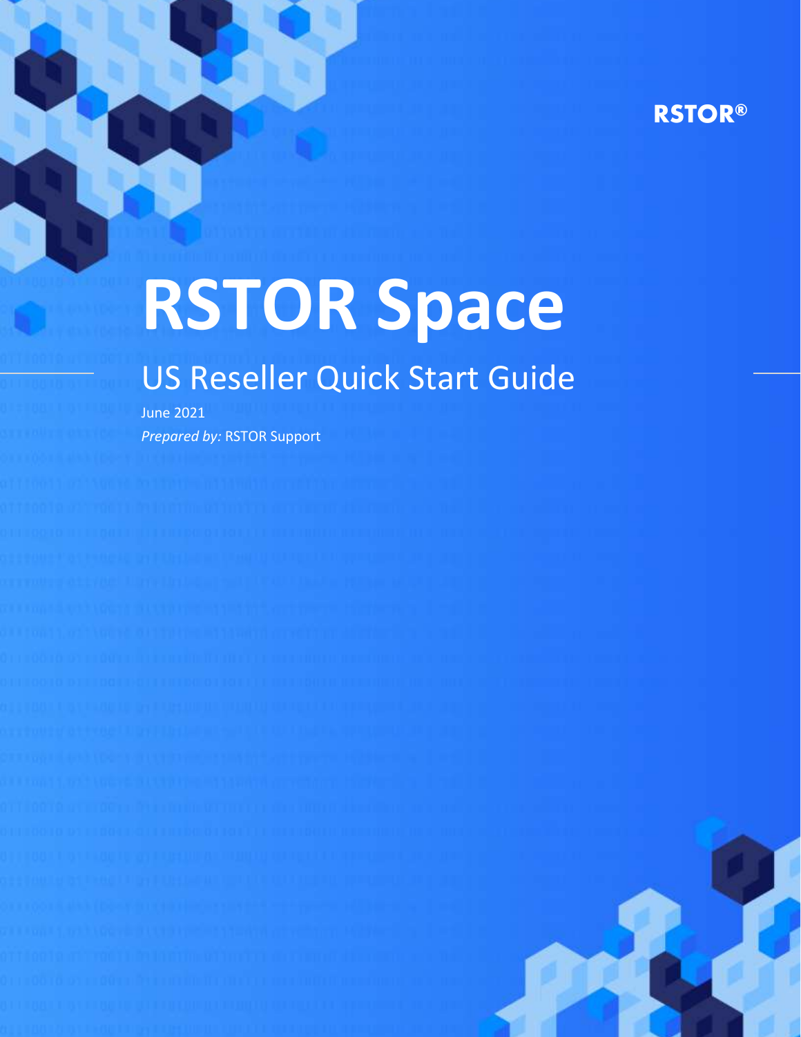RSTOR®

# RSTOR Space

## US Reseller Quick Start Guide

June 2021

*Prepared by:* RSTOR Support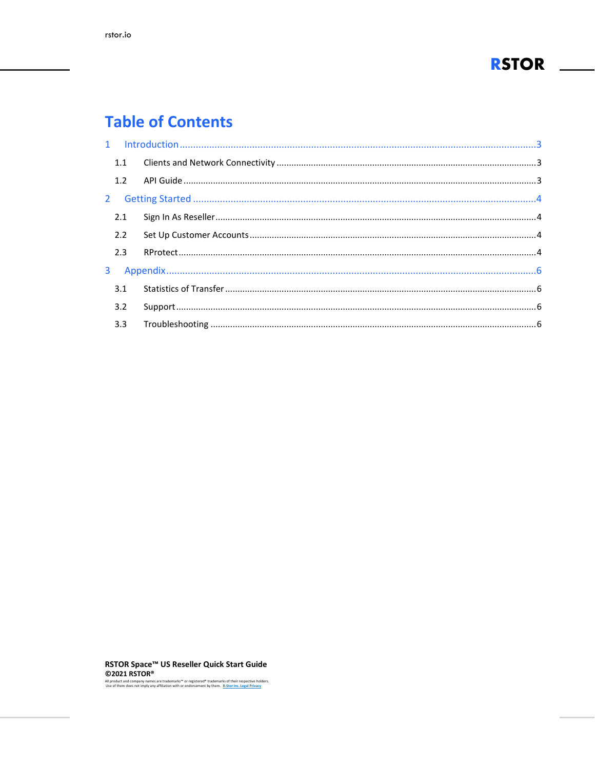# Table of Contents

1 Introduction ... 3

- 1.1 Clients and Network Connectivity ... 3
- 1.2 API Guide ... 3

2 Getting Started ... 4

- 2.1 Sign In As Reseller ... 4
- 2.2 Set Up Customer Accounts ... 4
- 2.3 RProtect ... 4

3 Appendix ... 6

- 3.1 Statistics of Transfer ... 6
- 3.2 Support ... 6
- 3.3 Troubleshooting ... 6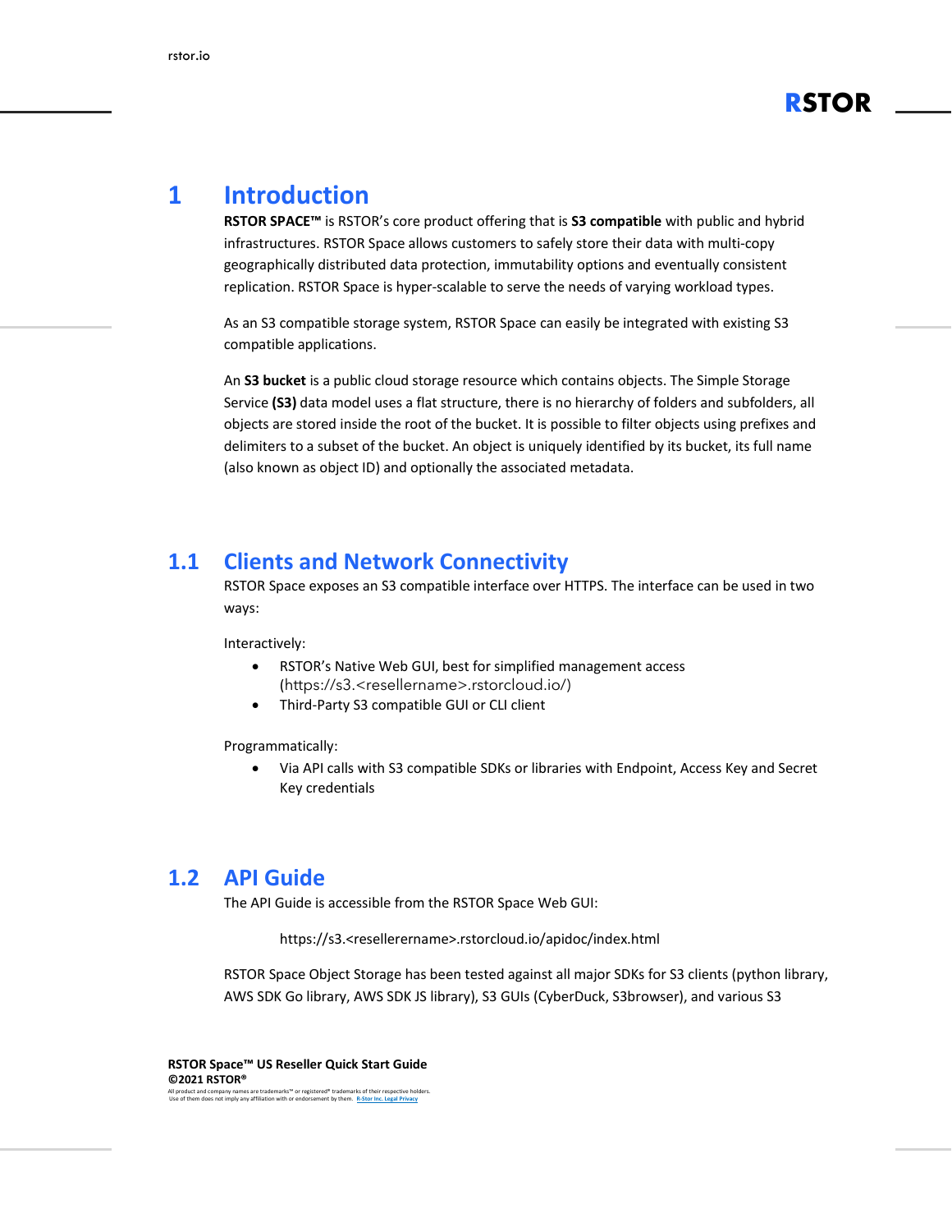# 1 Introduction

**RSTOR SPACE™** is RSTOR's core product offering that is **S3 compatible** with public and hybrid infrastructures. RSTOR Space allows customers to safely store their data with multi-copy geographically distributed data protection, immutability options and eventually consistent replication. RSTOR Space is hyper-scalable to serve the needs of varying workload types.

As an S3 compatible storage system, RSTOR Space can easily be integrated with existing S3 compatible applications.

An **S3 bucket** is a public cloud storage resource which contains objects. The Simple Storage Service **(S3)** data model uses a flat structure, there is no hierarchy of folders and subfolders, all objects are stored inside the root of the bucket. It is possible to filter objects using prefixes and delimiters to a subset of the bucket. An object is uniquely identified by its bucket, its full name (also known as object ID) and optionally the associated metadata.

## 1.1 Clients and Network Connectivity

RSTOR Space exposes an S3 compatible interface over HTTPS. The interface can be used in two ways:

Interactively:

- RSTOR's Native Web GUI, best for simplified management access (https://s3.<resellername>.rstorcloud.io/)
- Third-Party S3 compatible GUI or CLI client

Programmatically:

- Via API calls with S3 compatible SDKs or libraries with Endpoint, Access Key and Secret Key credentials

## 1.2 API Guide

The API Guide is accessible from the RSTOR Space Web GUI:

https://s3.<resellerername>.rstorcloud.io/apidoc/index.html

RSTOR Space Object Storage has been tested against all major SDKs for S3 clients (python library, AWS SDK Go library, AWS SDK JS library), S3 GUIs (CyberDuck, S3browser), and various S3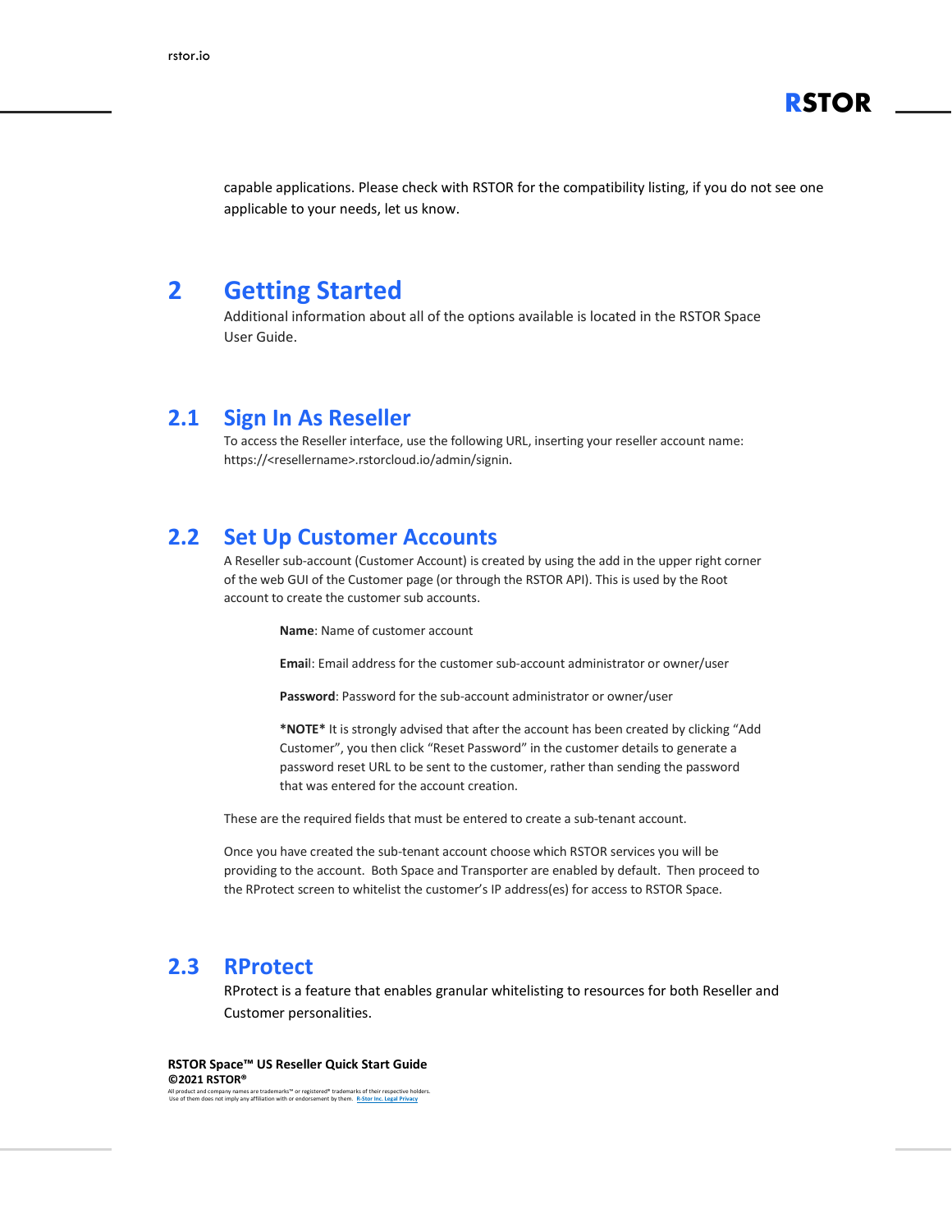capable applications. Please check with RSTOR for the compatibility listing, if you do not see one applicable to your needs, let us know.

# 2 Getting Started

Additional information about all of the options available is located in the RSTOR Space User Guide.

## 2.1 Sign In As Reseller

To access the Reseller interface, use the following URL, inserting your reseller account name: https://<resellername>.rstorcloud.io/admin/signin.

## 2.2 Set Up Customer Accounts

A Reseller sub-account (Customer Account) is created by using the add in the upper right corner of the web GUI of the Customer page (or through the RSTOR API). This is used by the Root account to create the customer sub accounts.

**Name**: Name of customer account

**Email**: Email address for the customer sub-account administrator or owner/user

**Password**: Password for the sub-account administrator or owner/user

***NOTE*** It is strongly advised that after the account has been created by clicking "Add Customer", you then click "Reset Password" in the customer details to generate a password reset URL to be sent to the customer, rather than sending the password that was entered for the account creation.

These are the required fields that must be entered to create a sub-tenant account.

Once you have created the sub-tenant account choose which RSTOR services you will be providing to the account. Both Space and Transporter are enabled by default. Then proceed to the RProtect screen to whitelist the customer's IP address(es) for access to RSTOR Space.

## 2.3 RProtect

RProtect is a feature that enables granular whitelisting to resources for both Reseller and Customer personalities.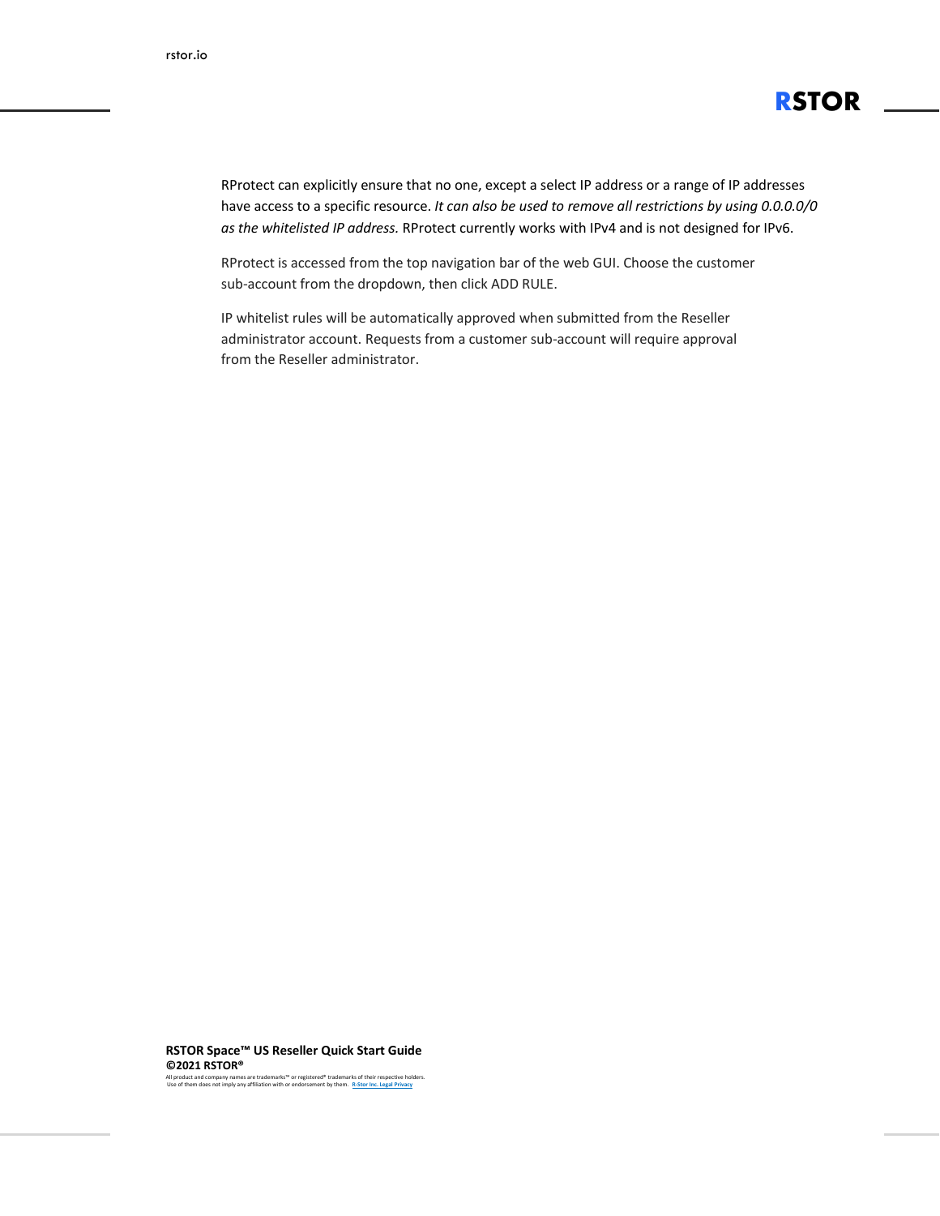RProtect can explicitly ensure that no one, except a select IP address or a range of IP addresses have access to a specific resource. *It can also be used to remove all restrictions by using 0.0.0.0/0 as the whitelisted IP address.* RProtect currently works with IPv4 and is not designed for IPv6.

RProtect is accessed from the top navigation bar of the web GUI. Choose the customer sub-account from the dropdown, then click ADD RULE.

IP whitelist rules will be automatically approved when submitted from the Reseller administrator account. Requests from a customer sub-account will require approval from the Reseller administrator.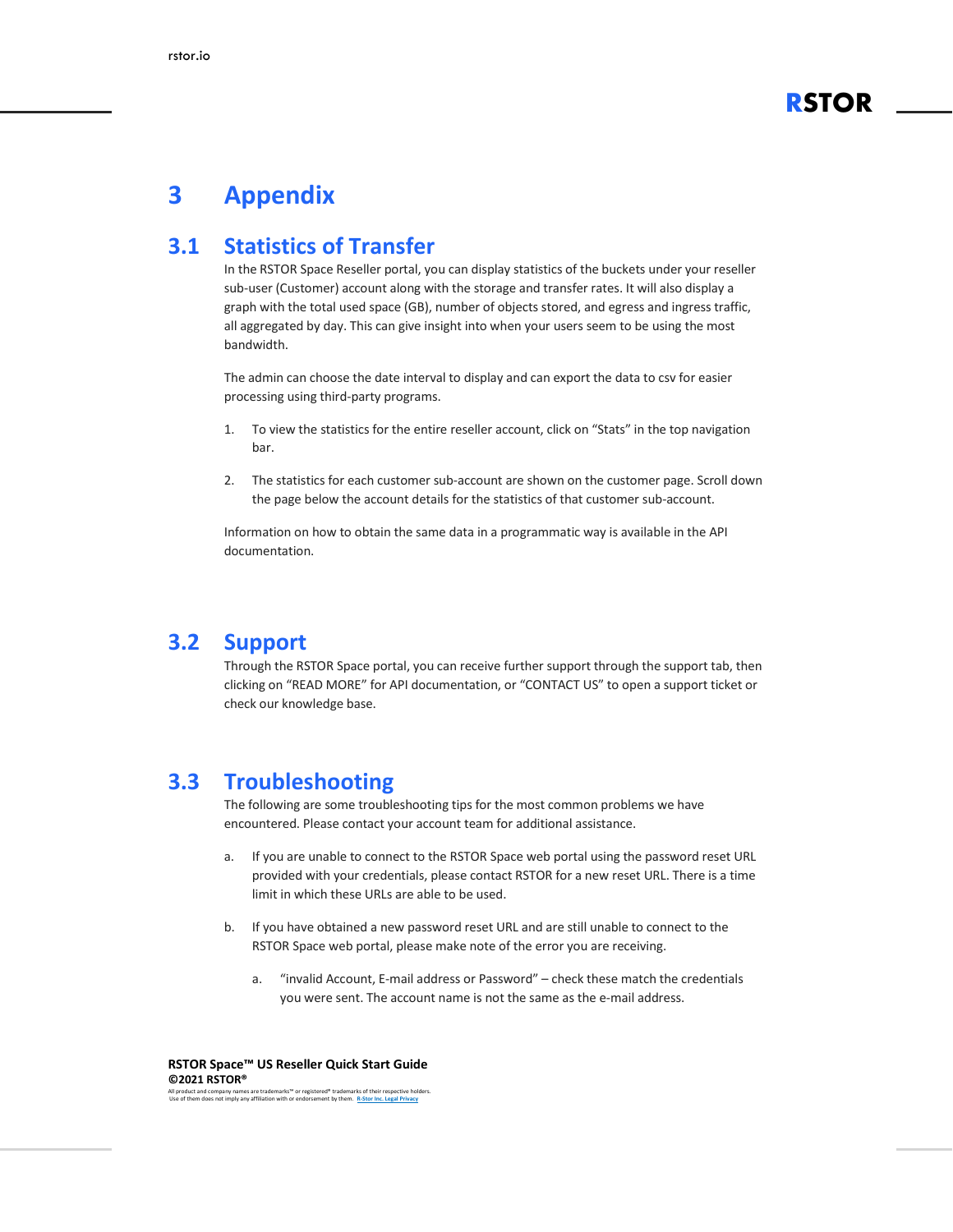# 3 Appendix

## 3.1 Statistics of Transfer

In the RSTOR Space Reseller portal, you can display statistics of the buckets under your reseller sub-user (Customer) account along with the storage and transfer rates. It will also display a graph with the total used space (GB), number of objects stored, and egress and ingress traffic, all aggregated by day. This can give insight into when your users seem to be using the most bandwidth.

The admin can choose the date interval to display and can export the data to csv for easier processing using third-party programs.

1. To view the statistics for the entire reseller account, click on "Stats" in the top navigation bar.

2. The statistics for each customer sub-account are shown on the customer page. Scroll down the page below the account details for the statistics of that customer sub-account.

Information on how to obtain the same data in a programmatic way is available in the API documentation.

## 3.2 Support

Through the RSTOR Space portal, you can receive further support through the support tab, then clicking on "READ MORE" for API documentation, or "CONTACT US" to open a support ticket or check our knowledge base.

## 3.3 Troubleshooting

The following are some troubleshooting tips for the most common problems we have encountered. Please contact your account team for additional assistance.

a. If you are unable to connect to the RSTOR Space web portal using the password reset URL provided with your credentials, please contact RSTOR for a new reset URL. There is a time limit in which these URLs are able to be used.

b. If you have obtained a new password reset URL and are still unable to connect to the RSTOR Space web portal, please make note of the error you are receiving.

    a. "invalid Account, E-mail address or Password" – check these match the credentials you were sent. The account name is not the same as the e-mail address.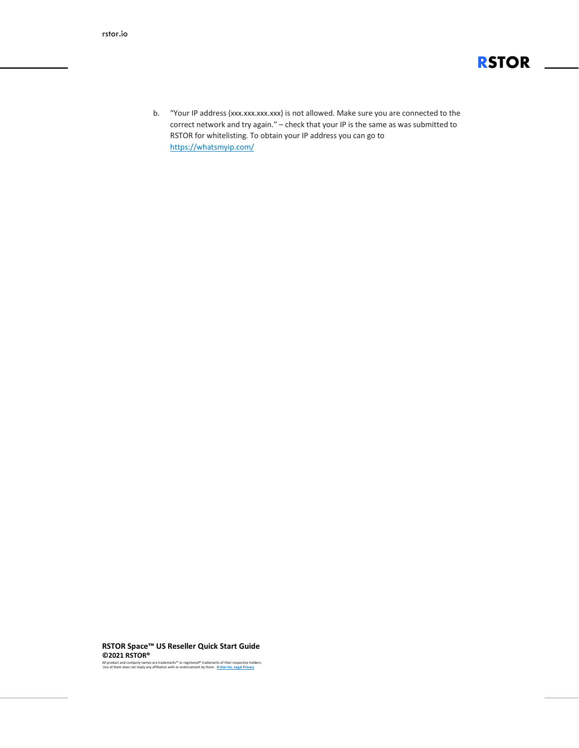b. "Your IP address (xxx.xxx.xxx.xxx) is not allowed. Make sure you are connected to the correct network and try again." – check that your IP is the same as was submitted to RSTOR for whitelisting. To obtain your IP address you can go to [https://whatsmyip.com/](https://whatsmyip.com/)